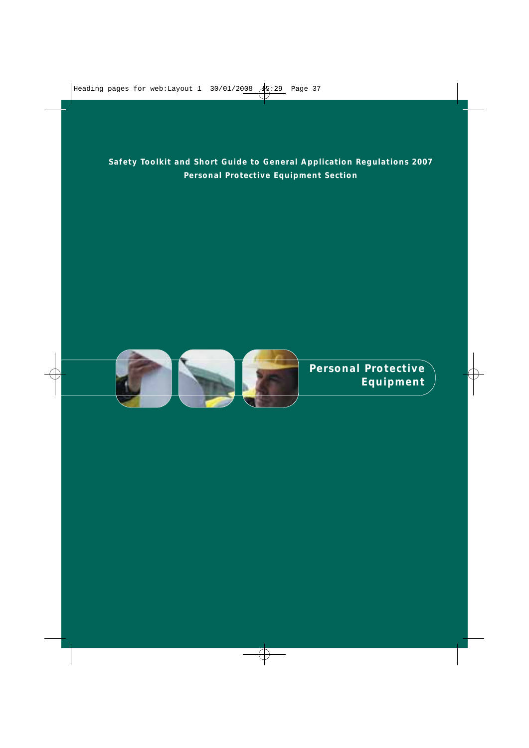**Safety Toolkit and Short Guide to General Application Regulations 2007**
**Personal Protective Equipment Section**

# Personal Protective Equipment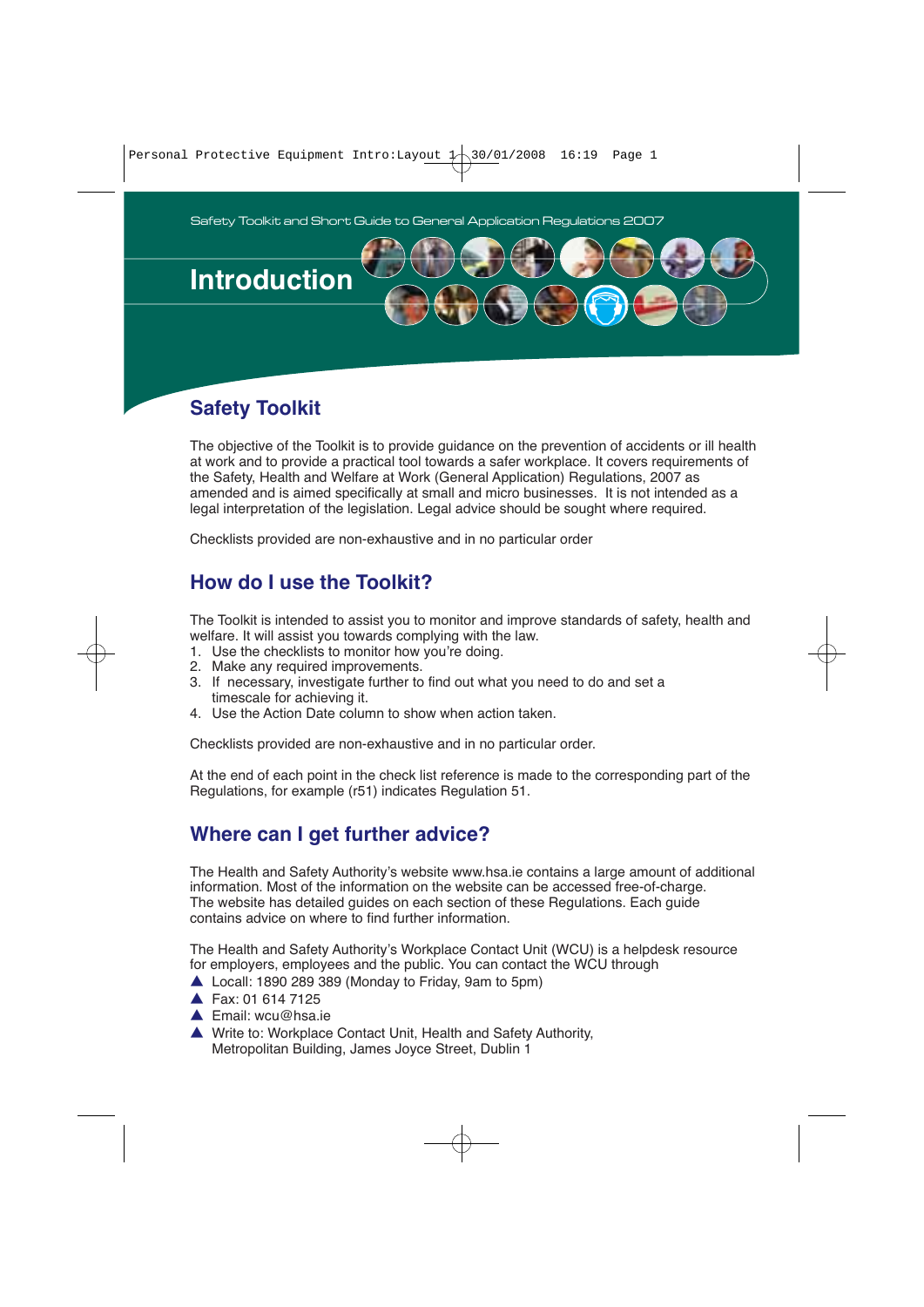Safety Toolkit and Short Guide to General Application Regulations 2007

# Introduction

## Safety Toolkit

The objective of the Toolkit is to provide guidance on the prevention of accidents or ill health at work and to provide a practical tool towards a safer workplace. It covers requirements of the Safety, Health and Welfare at Work (General Application) Regulations, 2007 as amended and is aimed specifically at small and micro businesses. It is not intended as a legal interpretation of the legislation. Legal advice should be sought where required.

Checklists provided are non-exhaustive and in no particular order

## How do I use the Toolkit?

The Toolkit is intended to assist you to monitor and improve standards of safety, health and welfare. It will assist you towards complying with the law.

1. Use the checklists to monitor how you're doing.
2. Make any required improvements.
3. If necessary, investigate further to find out what you need to do and set a timescale for achieving it.
4. Use the Action Date column to show when action taken.

Checklists provided are non-exhaustive and in no particular order.

At the end of each point in the check list reference is made to the corresponding part of the Regulations, for example (r51) indicates Regulation 51.

## Where can I get further advice?

The Health and Safety Authority's website www.hsa.ie contains a large amount of additional information. Most of the information on the website can be accessed free-of-charge. The website has detailed guides on each section of these Regulations. Each guide contains advice on where to find further information.

The Health and Safety Authority's Workplace Contact Unit (WCU) is a helpdesk resource for employers, employees and the public. You can contact the WCU through

- Locall: 1890 289 389 (Monday to Friday, 9am to 5pm)
- Fax: 01 614 7125
- Email: wcu@hsa.ie
- Write to: Workplace Contact Unit, Health and Safety Authority, Metropolitan Building, James Joyce Street, Dublin 1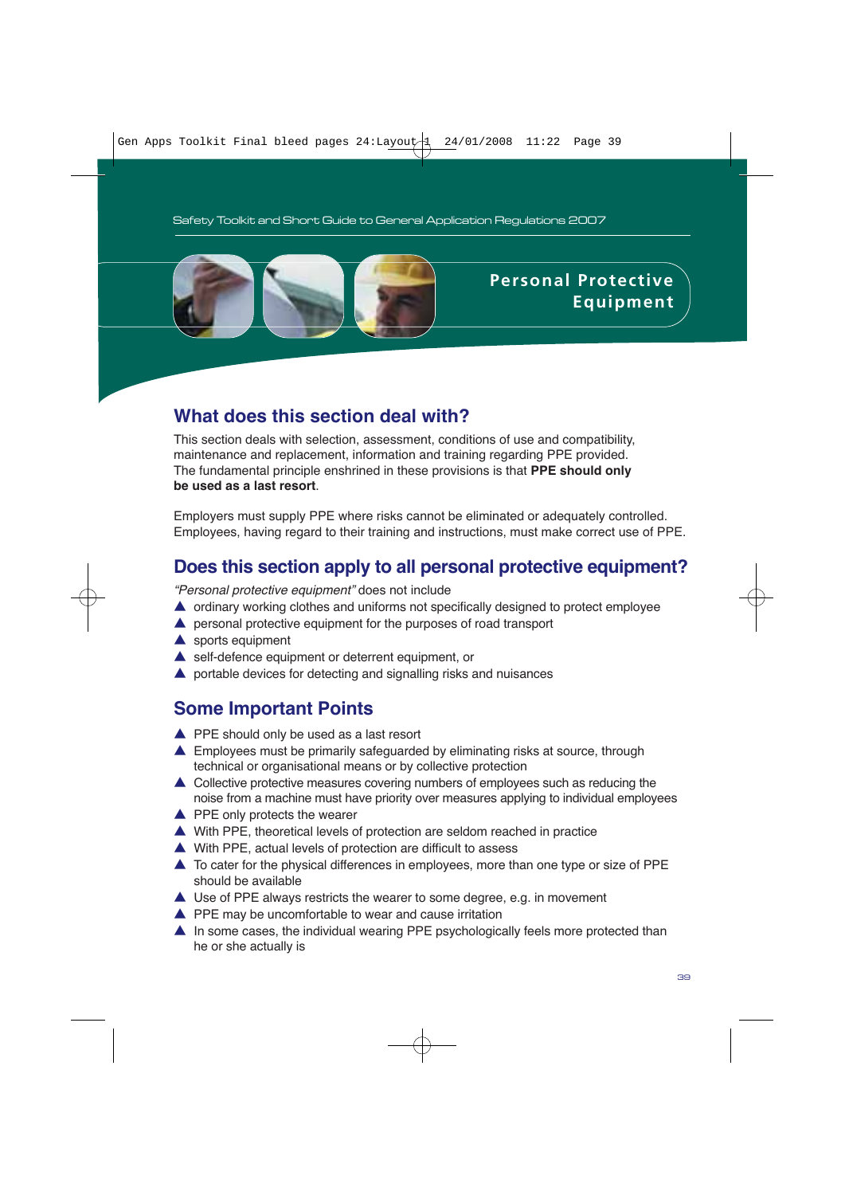# Personal Protective Equipment

## What does this section deal with?

This section deals with selection, assessment, conditions of use and compatibility, maintenance and replacement, information and training regarding PPE provided. The fundamental principle enshrined in these provisions is that **PPE should only be used as a last resort**.

Employers must supply PPE where risks cannot be eliminated or adequately controlled. Employees, having regard to their training and instructions, must make correct use of PPE.

## Does this section apply to all personal protective equipment?

*"Personal protective equipment"* does not include

- ordinary working clothes and uniforms not specifically designed to protect employee
- personal protective equipment for the purposes of road transport
- sports equipment
- self-defence equipment or deterrent equipment, or
- portable devices for detecting and signalling risks and nuisances

## Some Important Points

- PPE should only be used as a last resort
- Employees must be primarily safeguarded by eliminating risks at source, through technical or organisational means or by collective protection
- Collective protective measures covering numbers of employees such as reducing the noise from a machine must have priority over measures applying to individual employees
- PPE only protects the wearer
- With PPE, theoretical levels of protection are seldom reached in practice
- With PPE, actual levels of protection are difficult to assess
- To cater for the physical differences in employees, more than one type or size of PPE should be available
- Use of PPE always restricts the wearer to some degree, e.g. in movement
- PPE may be uncomfortable to wear and cause irritation
- In some cases, the individual wearing PPE psychologically feels more protected than he or she actually is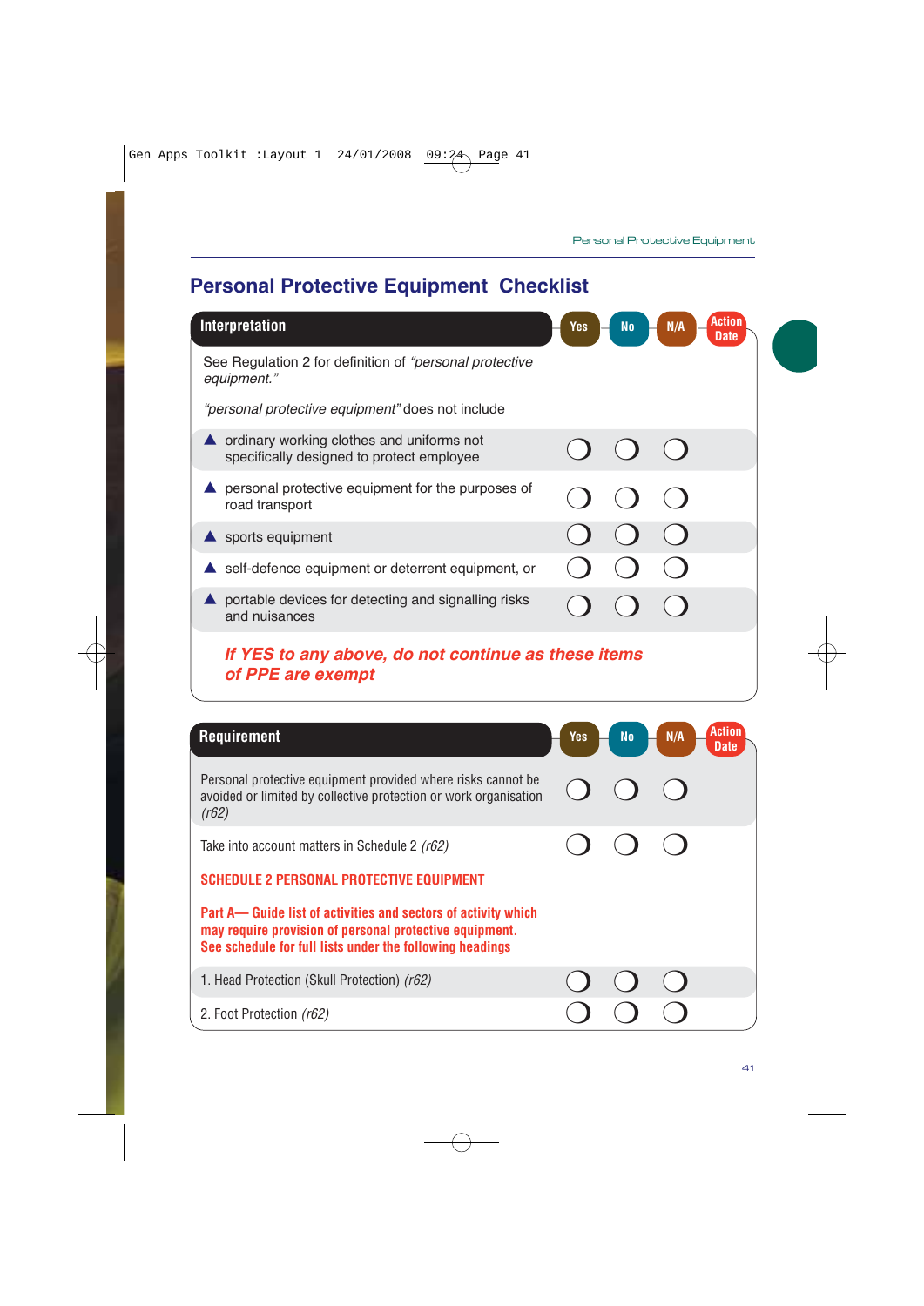# Personal Protective Equipment Checklist

| Interpretation | Yes | No | N/A | Action Date |
|---|---|---|---|---|
| See Regulation 2 for definition of *"personal protective equipment."* | | | | |
| *"personal protective equipment"* does not include | | | | |
| ▲ ordinary working clothes and uniforms not specifically designed to protect employee | ❍ | ❍ | ❍ | |
| ▲ personal protective equipment for the purposes of road transport | ❍ | ❍ | ❍ | |
| ▲ sports equipment | ❍ | ❍ | ❍ | |
| ▲ self-defence equipment or deterrent equipment, or | ❍ | ❍ | ❍ | |
| ▲ portable devices for detecting and signalling risks and nuisances | ❍ | ❍ | ❍ | |

***If YES to any above, do not continue as these items of PPE are exempt***

| Requirement | Yes | No | N/A | Action Date |
|---|---|---|---|---|
| Personal protective equipment provided where risks cannot be avoided or limited by collective protection or work organisation *(r62)* | ❍ | ❍ | ❍ | |
| Take into account matters in Schedule 2 *(r62)* | ❍ | ❍ | ❍ | |
| **SCHEDULE 2 PERSONAL PROTECTIVE EQUIPMENT** | | | | |
| **Part A— Guide list of activities and sectors of activity which may require provision of personal protective equipment. See schedule for full lists under the following headings** | | | | |
| 1. Head Protection (Skull Protection) *(r62)* | ❍ | ❍ | ❍ | |
| 2. Foot Protection *(r62)* | ❍ | ❍ | ❍ | |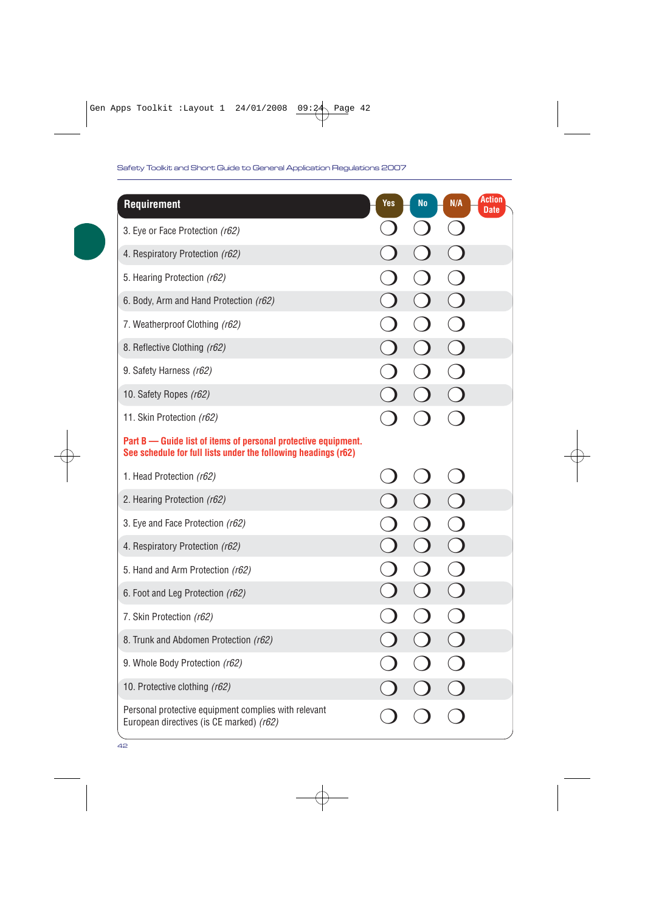| Requirement | Yes | No | N/A | Action Date |
|---|---|---|---|---|
| 3. Eye or Face Protection *(r62)* | ❍ | ❍ | ❍ | |
| 4. Respiratory Protection *(r62)* | ❍ | ❍ | ❍ | |
| 5. Hearing Protection *(r62)* | ❍ | ❍ | ❍ | |
| 6. Body, Arm and Hand Protection *(r62)* | ❍ | ❍ | ❍ | |
| 7. Weatherproof Clothing *(r62)* | ❍ | ❍ | ❍ | |
| 8. Reflective Clothing *(r62)* | ❍ | ❍ | ❍ | |
| 9. Safety Harness *(r62)* | ❍ | ❍ | ❍ | |
| 10. Safety Ropes *(r62)* | ❍ | ❍ | ❍ | |
| 11. Skin Protection *(r62)* | ❍ | ❍ | ❍ | |
| **Part B — Guide list of items of personal protective equipment. See schedule for full lists under the following headings (r62)** | | | | |
| 1. Head Protection *(r62)* | ❍ | ❍ | ❍ | |
| 2. Hearing Protection *(r62)* | ❍ | ❍ | ❍ | |
| 3. Eye and Face Protection *(r62)* | ❍ | ❍ | ❍ | |
| 4. Respiratory Protection *(r62)* | ❍ | ❍ | ❍ | |
| 5. Hand and Arm Protection *(r62)* | ❍ | ❍ | ❍ | |
| 6. Foot and Leg Protection *(r62)* | ❍ | ❍ | ❍ | |
| 7. Skin Protection *(r62)* | ❍ | ❍ | ❍ | |
| 8. Trunk and Abdomen Protection *(r62)* | ❍ | ❍ | ❍ | |
| 9. Whole Body Protection *(r62)* | ❍ | ❍ | ❍ | |
| 10. Protective clothing *(r62)* | ❍ | ❍ | ❍ | |
| Personal protective equipment complies with relevant European directives (is CE marked) *(r62)* | ❍ | ❍ | ❍ | |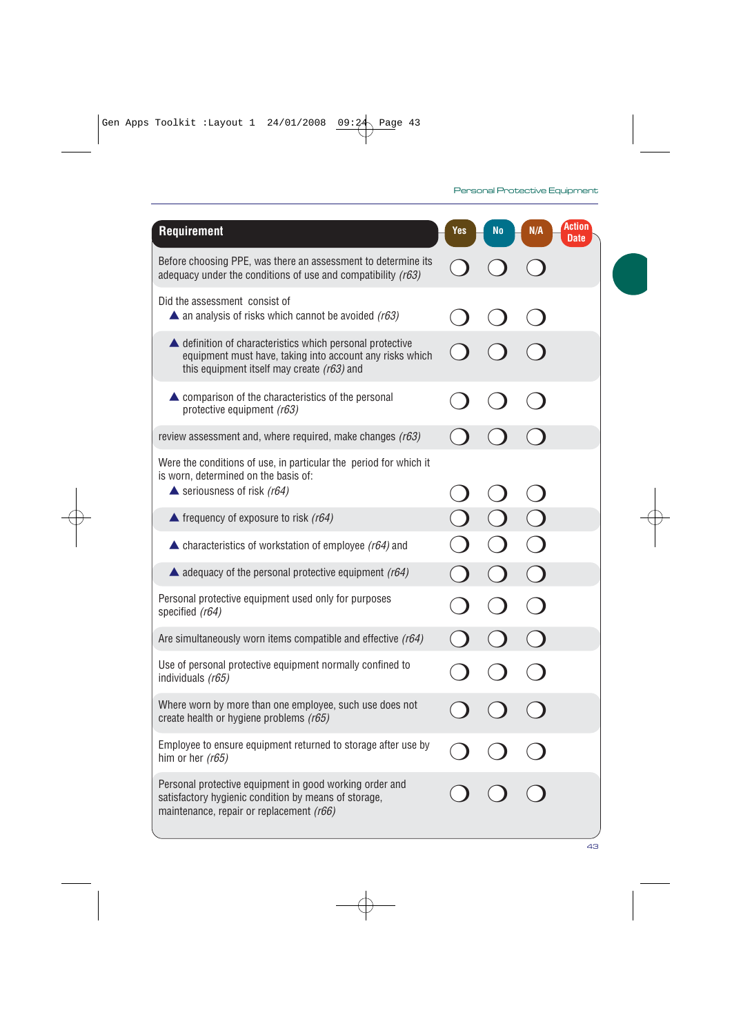| Requirement | Yes | No | N/A | Action Date |
|---|---|---|---|---|
| Before choosing PPE, was there an assessment to determine its adequacy under the conditions of use and compatibility *(r63)* | ❍ | ❍ | ❍ | |
| Did the assessment consist of<br>▲ an analysis of risks which cannot be avoided *(r63)* | ❍ | ❍ | ❍ | |
| ▲ definition of characteristics which personal protective equipment must have, taking into account any risks which this equipment itself may create *(r63)* and | ❍ | ❍ | ❍ | |
| ▲ comparison of the characteristics of the personal protective equipment *(r63)* | ❍ | ❍ | ❍ | |
| review assessment and, where required, make changes *(r63)* | ❍ | ❍ | ❍ | |
| Were the conditions of use, in particular the period for which it is worn, determined on the basis of:<br>▲ seriousness of risk *(r64)* | ❍ | ❍ | ❍ | |
| ▲ frequency of exposure to risk *(r64)* | ❍ | ❍ | ❍ | |
| ▲ characteristics of workstation of employee *(r64)* and | ❍ | ❍ | ❍ | |
| ▲ adequacy of the personal protective equipment *(r64)* | ❍ | ❍ | ❍ | |
| Personal protective equipment used only for purposes specified *(r64)* | ❍ | ❍ | ❍ | |
| Are simultaneously worn items compatible and effective *(r64)* | ❍ | ❍ | ❍ | |
| Use of personal protective equipment normally confined to individuals *(r65)* | ❍ | ❍ | ❍ | |
| Where worn by more than one employee, such use does not create health or hygiene problems *(r65)* | ❍ | ❍ | ❍ | |
| Employee to ensure equipment returned to storage after use by him or her *(r65)* | ❍ | ❍ | ❍ | |
| Personal protective equipment in good working order and satisfactory hygienic condition by means of storage, maintenance, repair or replacement *(r66)* | ❍ | ❍ | ❍ | |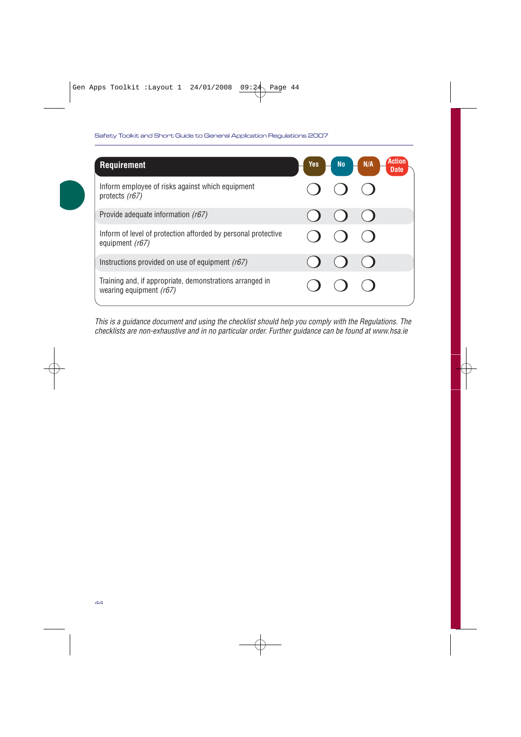| Requirement | Yes | No | N/A | Action Date |
|---|---|---|---|---|
| Inform employee of risks against which equipment protects *(r67)* | ❍ | ❍ | ❍ | |
| Provide adequate information *(r67)* | ❍ | ❍ | ❍ | |
| Inform of level of protection afforded by personal protective equipment *(r67)* | ❍ | ❍ | ❍ | |
| Instructions provided on use of equipment *(r67)* | ❍ | ❍ | ❍ | |
| Training and, if appropriate, demonstrations arranged in wearing equipment *(r67)* | ❍ | ❍ | ❍ | |

*This is a guidance document and using the checklist should help you comply with the Regulations. The checklists are non-exhaustive and in no particular order. Further guidance can be found at www.hsa.ie*